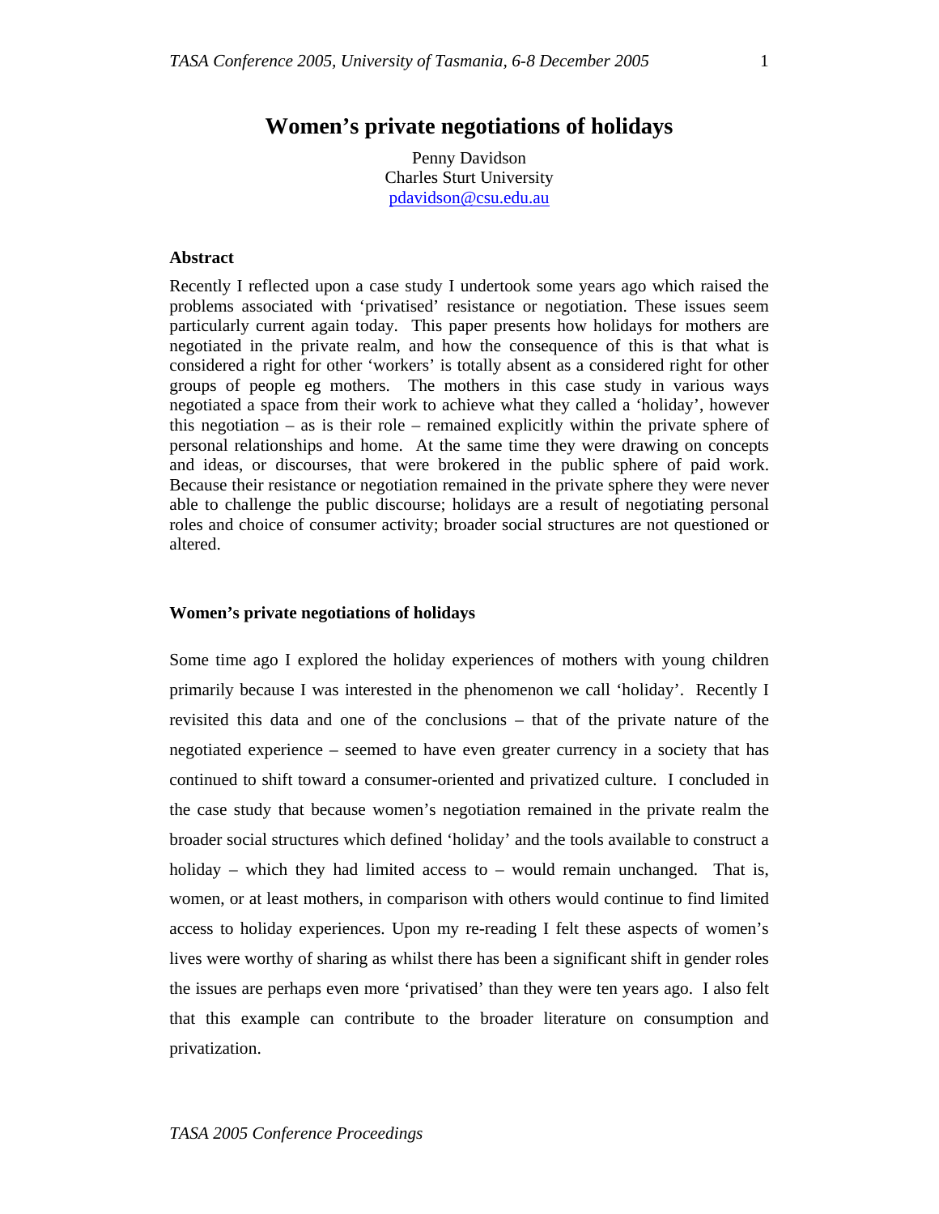# Women's private negotiations of holidays

Penny Davidson
Charles Sturt University
pdavidson@csu.edu.au

### Abstract

Recently I reflected upon a case study I undertook some years ago which raised the problems associated with 'privatised' resistance or negotiation. These issues seem particularly current again today. This paper presents how holidays for mothers are negotiated in the private realm, and how the consequence of this is that what is considered a right for other 'workers' is totally absent as a considered right for other groups of people eg mothers. The mothers in this case study in various ways negotiated a space from their work to achieve what they called a 'holiday', however this negotiation – as is their role – remained explicitly within the private sphere of personal relationships and home. At the same time they were drawing on concepts and ideas, or discourses, that were brokered in the public sphere of paid work. Because their resistance or negotiation remained in the private sphere they were never able to challenge the public discourse; holidays are a result of negotiating personal roles and choice of consumer activity; broader social structures are not questioned or altered.

### Women's private negotiations of holidays

Some time ago I explored the holiday experiences of mothers with young children primarily because I was interested in the phenomenon we call 'holiday'. Recently I revisited this data and one of the conclusions – that of the private nature of the negotiated experience – seemed to have even greater currency in a society that has continued to shift toward a consumer-oriented and privatized culture. I concluded in the case study that because women's negotiation remained in the private realm the broader social structures which defined 'holiday' and the tools available to construct a holiday – which they had limited access to – would remain unchanged. That is, women, or at least mothers, in comparison with others would continue to find limited access to holiday experiences. Upon my re-reading I felt these aspects of women's lives were worthy of sharing as whilst there has been a significant shift in gender roles the issues are perhaps even more 'privatised' than they were ten years ago. I also felt that this example can contribute to the broader literature on consumption and privatization.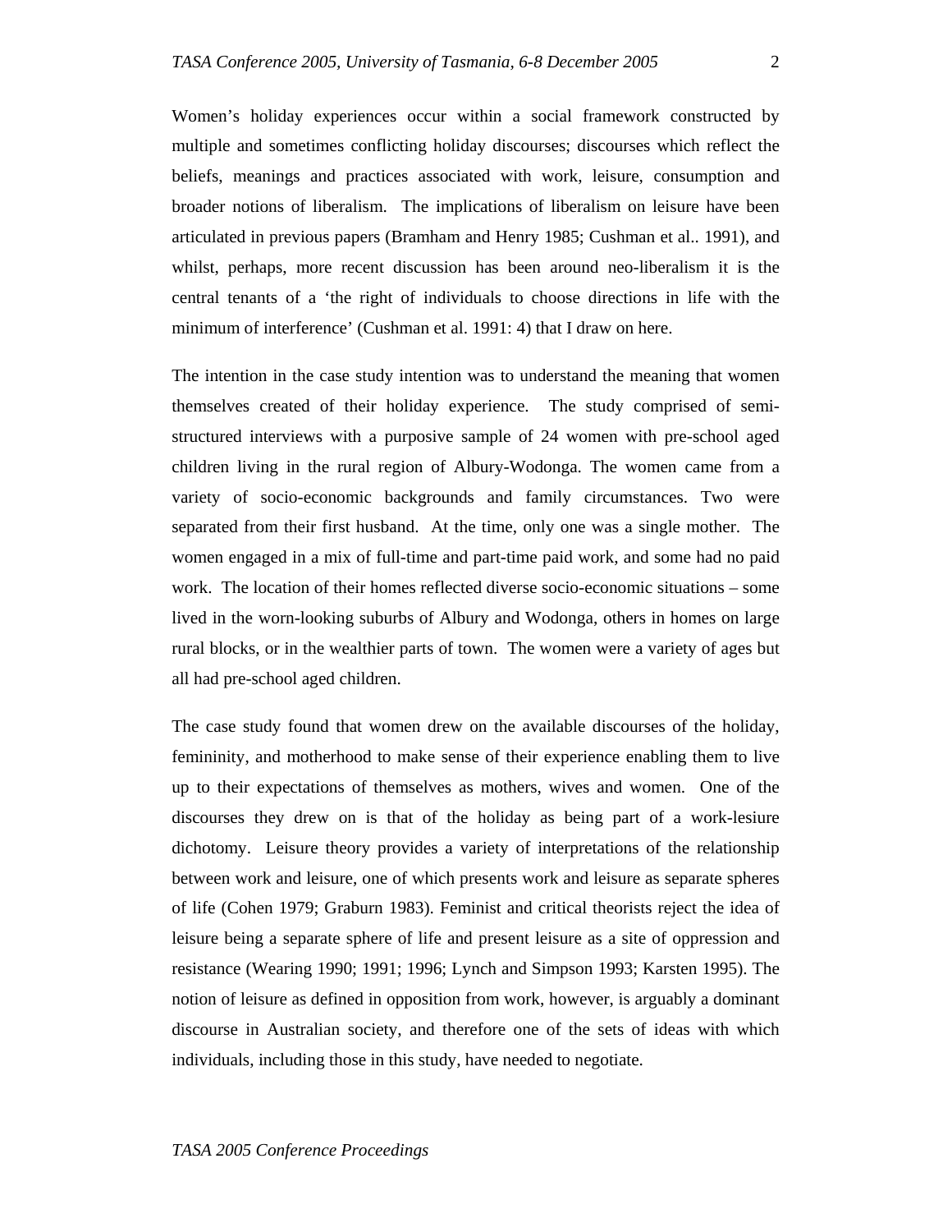Women's holiday experiences occur within a social framework constructed by multiple and sometimes conflicting holiday discourses; discourses which reflect the beliefs, meanings and practices associated with work, leisure, consumption and broader notions of liberalism. The implications of liberalism on leisure have been articulated in previous papers (Bramham and Henry 1985; Cushman et al.. 1991), and whilst, perhaps, more recent discussion has been around neo-liberalism it is the central tenants of a 'the right of individuals to choose directions in life with the minimum of interference' (Cushman et al. 1991: 4) that I draw on here.

The intention in the case study intention was to understand the meaning that women themselves created of their holiday experience. The study comprised of semi-structured interviews with a purposive sample of 24 women with pre-school aged children living in the rural region of Albury-Wodonga. The women came from a variety of socio-economic backgrounds and family circumstances. Two were separated from their first husband. At the time, only one was a single mother. The women engaged in a mix of full-time and part-time paid work, and some had no paid work. The location of their homes reflected diverse socio-economic situations – some lived in the worn-looking suburbs of Albury and Wodonga, others in homes on large rural blocks, or in the wealthier parts of town. The women were a variety of ages but all had pre-school aged children.

The case study found that women drew on the available discourses of the holiday, femininity, and motherhood to make sense of their experience enabling them to live up to their expectations of themselves as mothers, wives and women. One of the discourses they drew on is that of the holiday as being part of a work-lesiure dichotomy. Leisure theory provides a variety of interpretations of the relationship between work and leisure, one of which presents work and leisure as separate spheres of life (Cohen 1979; Graburn 1983). Feminist and critical theorists reject the idea of leisure being a separate sphere of life and present leisure as a site of oppression and resistance (Wearing 1990; 1991; 1996; Lynch and Simpson 1993; Karsten 1995). The notion of leisure as defined in opposition from work, however, is arguably a dominant discourse in Australian society, and therefore one of the sets of ideas with which individuals, including those in this study, have needed to negotiate.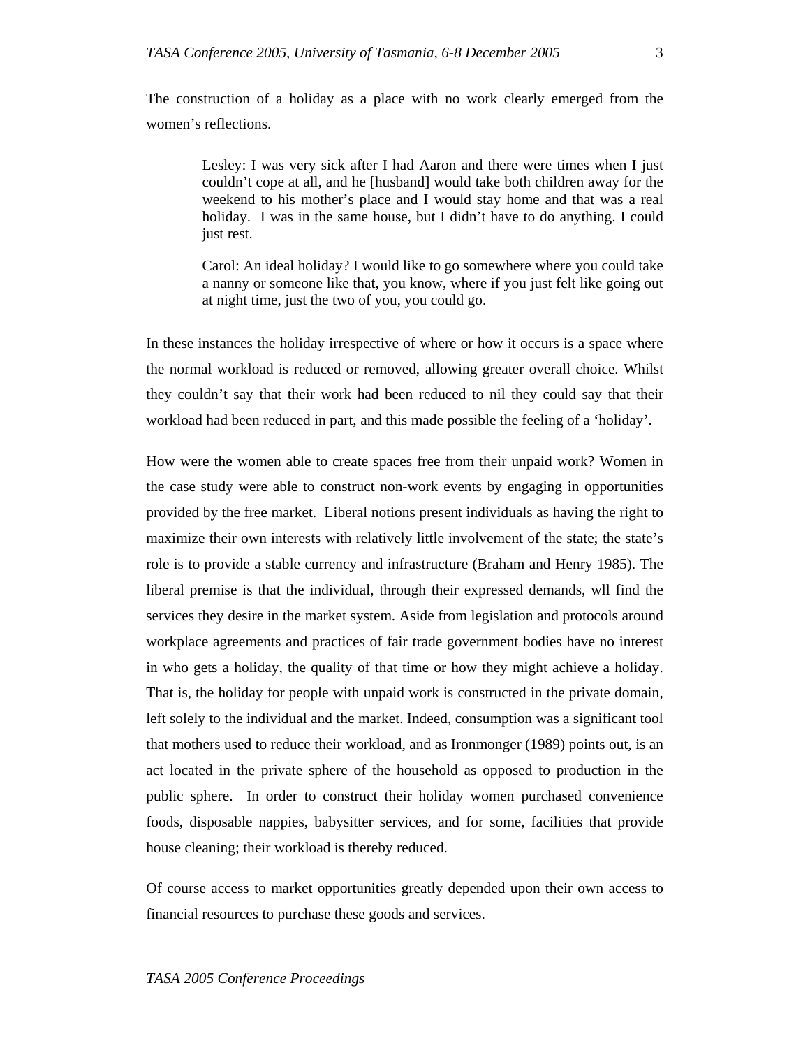The construction of a holiday as a place with no work clearly emerged from the women's reflections.

> Lesley: I was very sick after I had Aaron and there were times when I just couldn't cope at all, and he [husband] would take both children away for the weekend to his mother's place and I would stay home and that was a real holiday. I was in the same house, but I didn't have to do anything. I could just rest.

> Carol: An ideal holiday? I would like to go somewhere where you could take a nanny or someone like that, you know, where if you just felt like going out at night time, just the two of you, you could go.

In these instances the holiday irrespective of where or how it occurs is a space where the normal workload is reduced or removed, allowing greater overall choice. Whilst they couldn't say that their work had been reduced to nil they could say that their workload had been reduced in part, and this made possible the feeling of a 'holiday'.

How were the women able to create spaces free from their unpaid work? Women in the case study were able to construct non-work events by engaging in opportunities provided by the free market. Liberal notions present individuals as having the right to maximize their own interests with relatively little involvement of the state; the state's role is to provide a stable currency and infrastructure (Braham and Henry 1985). The liberal premise is that the individual, through their expressed demands, wll find the services they desire in the market system. Aside from legislation and protocols around workplace agreements and practices of fair trade government bodies have no interest in who gets a holiday, the quality of that time or how they might achieve a holiday. That is, the holiday for people with unpaid work is constructed in the private domain, left solely to the individual and the market. Indeed, consumption was a significant tool that mothers used to reduce their workload, and as Ironmonger (1989) points out, is an act located in the private sphere of the household as opposed to production in the public sphere. In order to construct their holiday women purchased convenience foods, disposable nappies, babysitter services, and for some, facilities that provide house cleaning; their workload is thereby reduced.

Of course access to market opportunities greatly depended upon their own access to financial resources to purchase these goods and services.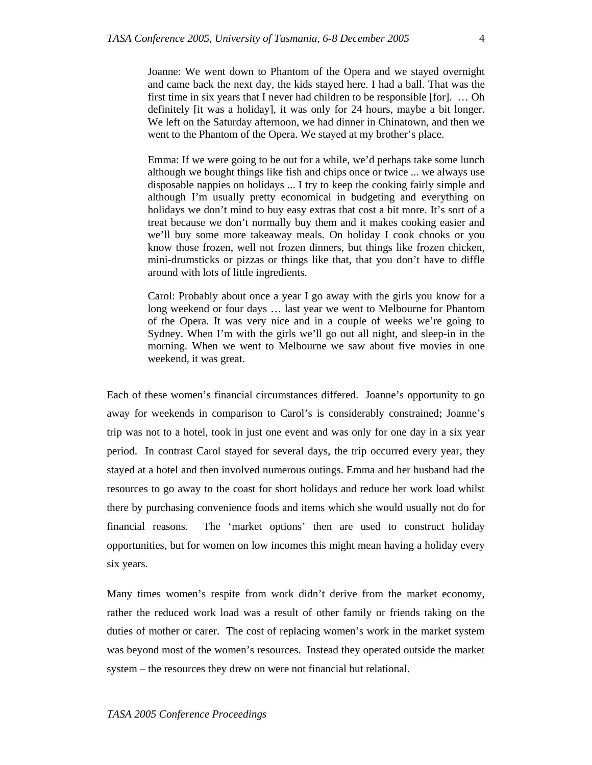> Joanne: We went down to Phantom of the Opera and we stayed overnight and came back the next day, the kids stayed here. I had a ball. That was the first time in six years that I never had children to be responsible [for]. … Oh definitely [it was a holiday], it was only for 24 hours, maybe a bit longer. We left on the Saturday afternoon, we had dinner in Chinatown, and then we went to the Phantom of the Opera. We stayed at my brother's place.

> Emma: If we were going to be out for a while, we'd perhaps take some lunch although we bought things like fish and chips once or twice ... we always use disposable nappies on holidays ... I try to keep the cooking fairly simple and although I'm usually pretty economical in budgeting and everything on holidays we don't mind to buy easy extras that cost a bit more. It's sort of a treat because we don't normally buy them and it makes cooking easier and we'll buy some more takeaway meals. On holiday I cook chooks or you know those frozen, well not frozen dinners, but things like frozen chicken, mini-drumsticks or pizzas or things like that, that you don't have to diffle around with lots of little ingredients.

> Carol: Probably about once a year I go away with the girls you know for a long weekend or four days … last year we went to Melbourne for Phantom of the Opera. It was very nice and in a couple of weeks we're going to Sydney. When I'm with the girls we'll go out all night, and sleep-in in the morning. When we went to Melbourne we saw about five movies in one weekend, it was great.

Each of these women's financial circumstances differed. Joanne's opportunity to go away for weekends in comparison to Carol's is considerably constrained; Joanne's trip was not to a hotel, took in just one event and was only for one day in a six year period. In contrast Carol stayed for several days, the trip occurred every year, they stayed at a hotel and then involved numerous outings. Emma and her husband had the resources to go away to the coast for short holidays and reduce her work load whilst there by purchasing convenience foods and items which she would usually not do for financial reasons. The 'market options' then are used to construct holiday opportunities, but for women on low incomes this might mean having a holiday every six years.

Many times women's respite from work didn't derive from the market economy, rather the reduced work load was a result of other family or friends taking on the duties of mother or carer. The cost of replacing women's work in the market system was beyond most of the women's resources. Instead they operated outside the market system – the resources they drew on were not financial but relational.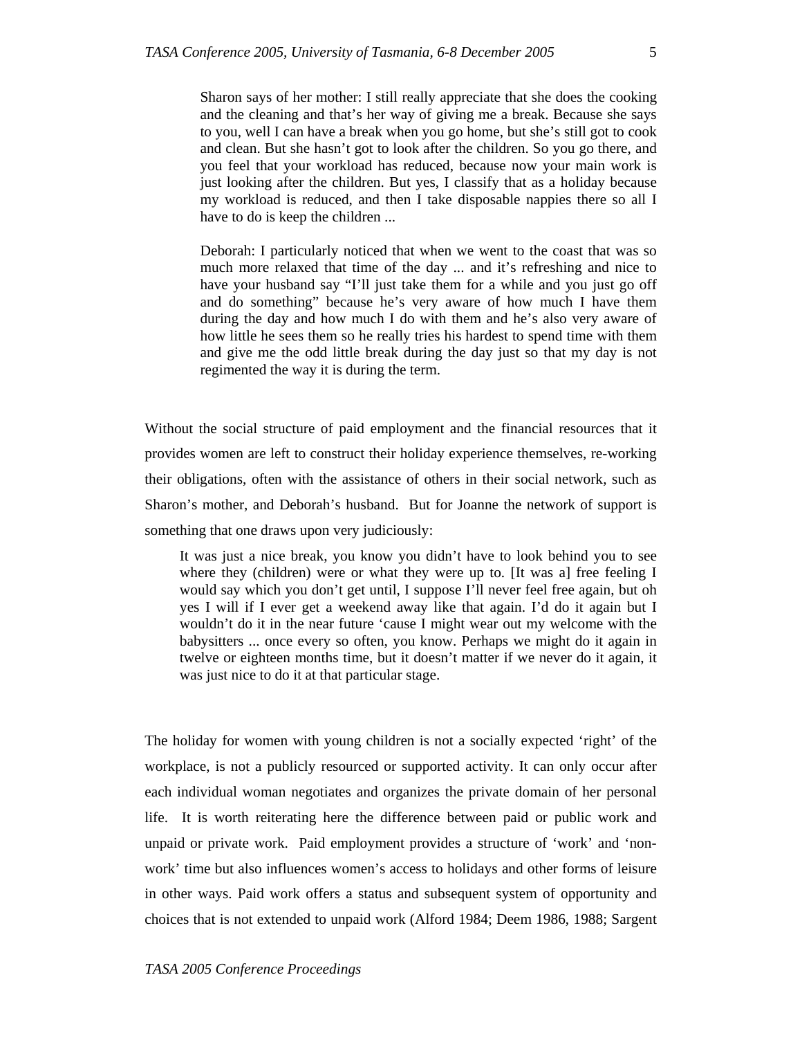> Sharon says of her mother: I still really appreciate that she does the cooking and the cleaning and that's her way of giving me a break. Because she says to you, well I can have a break when you go home, but she's still got to cook and clean. But she hasn't got to look after the children. So you go there, and you feel that your workload has reduced, because now your main work is just looking after the children. But yes, I classify that as a holiday because my workload is reduced, and then I take disposable nappies there so all I have to do is keep the children ...
>
> Deborah: I particularly noticed that when we went to the coast that was so much more relaxed that time of the day ... and it's refreshing and nice to have your husband say "I'll just take them for a while and you just go off and do something" because he's very aware of how much I have them during the day and how much I do with them and he's also very aware of how little he sees them so he really tries his hardest to spend time with them and give me the odd little break during the day just so that my day is not regimented the way it is during the term.

Without the social structure of paid employment and the financial resources that it provides women are left to construct their holiday experience themselves, re-working their obligations, often with the assistance of others in their social network, such as Sharon's mother, and Deborah's husband. But for Joanne the network of support is something that one draws upon very judiciously:

> It was just a nice break, you know you didn't have to look behind you to see where they (children) were or what they were up to. [It was a] free feeling I would say which you don't get until, I suppose I'll never feel free again, but oh yes I will if I ever get a weekend away like that again. I'd do it again but I wouldn't do it in the near future 'cause I might wear out my welcome with the babysitters ... once every so often, you know. Perhaps we might do it again in twelve or eighteen months time, but it doesn't matter if we never do it again, it was just nice to do it at that particular stage.

The holiday for women with young children is not a socially expected 'right' of the workplace, is not a publicly resourced or supported activity. It can only occur after each individual woman negotiates and organizes the private domain of her personal life. It is worth reiterating here the difference between paid or public work and unpaid or private work. Paid employment provides a structure of 'work' and 'non-work' time but also influences women's access to holidays and other forms of leisure in other ways. Paid work offers a status and subsequent system of opportunity and choices that is not extended to unpaid work (Alford 1984; Deem 1986, 1988; Sargent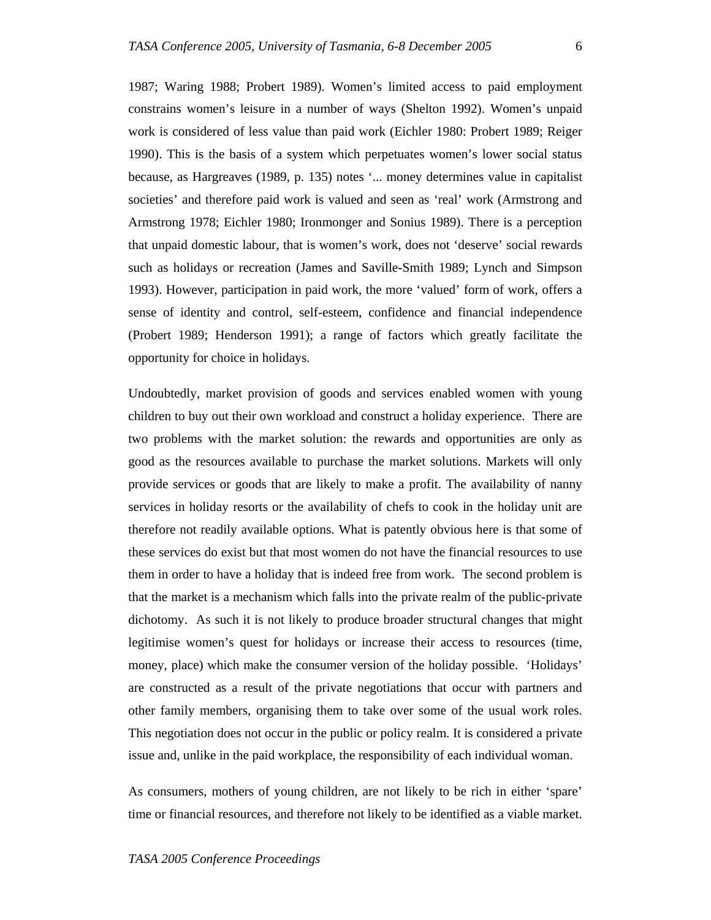1987; Waring 1988; Probert 1989). Women's limited access to paid employment constrains women's leisure in a number of ways (Shelton 1992). Women's unpaid work is considered of less value than paid work (Eichler 1980: Probert 1989; Reiger 1990). This is the basis of a system which perpetuates women's lower social status because, as Hargreaves (1989, p. 135) notes '... money determines value in capitalist societies' and therefore paid work is valued and seen as 'real' work (Armstrong and Armstrong 1978; Eichler 1980; Ironmonger and Sonius 1989). There is a perception that unpaid domestic labour, that is women's work, does not 'deserve' social rewards such as holidays or recreation (James and Saville-Smith 1989; Lynch and Simpson 1993). However, participation in paid work, the more 'valued' form of work, offers a sense of identity and control, self-esteem, confidence and financial independence (Probert 1989; Henderson 1991); a range of factors which greatly facilitate the opportunity for choice in holidays.

Undoubtedly, market provision of goods and services enabled women with young children to buy out their own workload and construct a holiday experience. There are two problems with the market solution: the rewards and opportunities are only as good as the resources available to purchase the market solutions. Markets will only provide services or goods that are likely to make a profit. The availability of nanny services in holiday resorts or the availability of chefs to cook in the holiday unit are therefore not readily available options. What is patently obvious here is that some of these services do exist but that most women do not have the financial resources to use them in order to have a holiday that is indeed free from work. The second problem is that the market is a mechanism which falls into the private realm of the public-private dichotomy. As such it is not likely to produce broader structural changes that might legitimise women's quest for holidays or increase their access to resources (time, money, place) which make the consumer version of the holiday possible. 'Holidays' are constructed as a result of the private negotiations that occur with partners and other family members, organising them to take over some of the usual work roles. This negotiation does not occur in the public or policy realm. It is considered a private issue and, unlike in the paid workplace, the responsibility of each individual woman.

As consumers, mothers of young children, are not likely to be rich in either 'spare' time or financial resources, and therefore not likely to be identified as a viable market.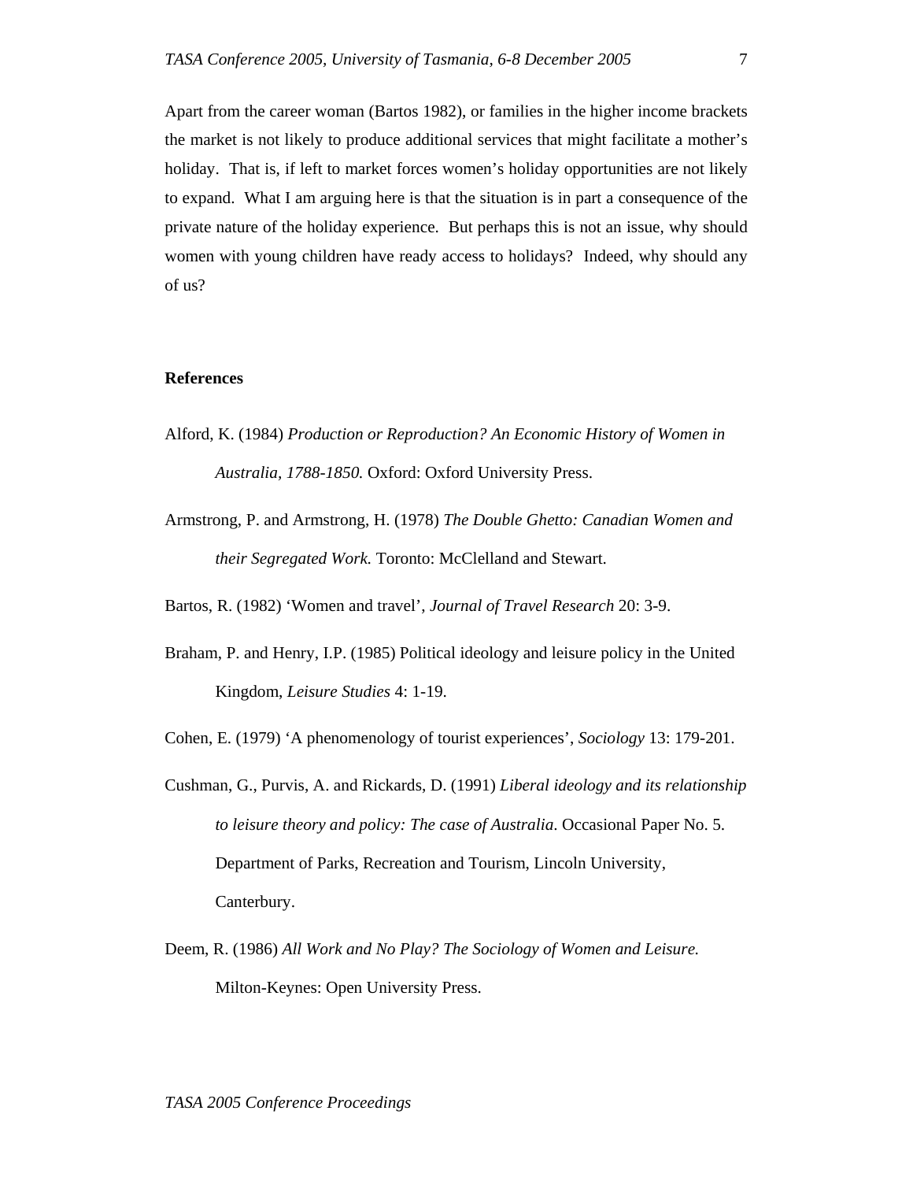Apart from the career woman (Bartos 1982), or families in the higher income brackets the market is not likely to produce additional services that might facilitate a mother's holiday. That is, if left to market forces women's holiday opportunities are not likely to expand. What I am arguing here is that the situation is in part a consequence of the private nature of the holiday experience. But perhaps this is not an issue, why should women with young children have ready access to holidays? Indeed, why should any of us?

**References**

Alford, K. (1984) *Production or Reproduction? An Economic History of Women in Australia, 1788-1850.* Oxford: Oxford University Press.

Armstrong, P. and Armstrong, H. (1978) *The Double Ghetto: Canadian Women and their Segregated Work.* Toronto: McClelland and Stewart.

Bartos, R. (1982) 'Women and travel', *Journal of Travel Research* 20: 3-9.

Braham, P. and Henry, I.P. (1985) Political ideology and leisure policy in the United Kingdom, *Leisure Studies* 4: 1-19.

Cohen, E. (1979) 'A phenomenology of tourist experiences', *Sociology* 13: 179-201.

Cushman, G., Purvis, A. and Rickards, D. (1991) *Liberal ideology and its relationship to leisure theory and policy: The case of Australia*. Occasional Paper No. 5. Department of Parks, Recreation and Tourism, Lincoln University, Canterbury.

Deem, R. (1986) *All Work and No Play? The Sociology of Women and Leisure.* Milton-Keynes: Open University Press.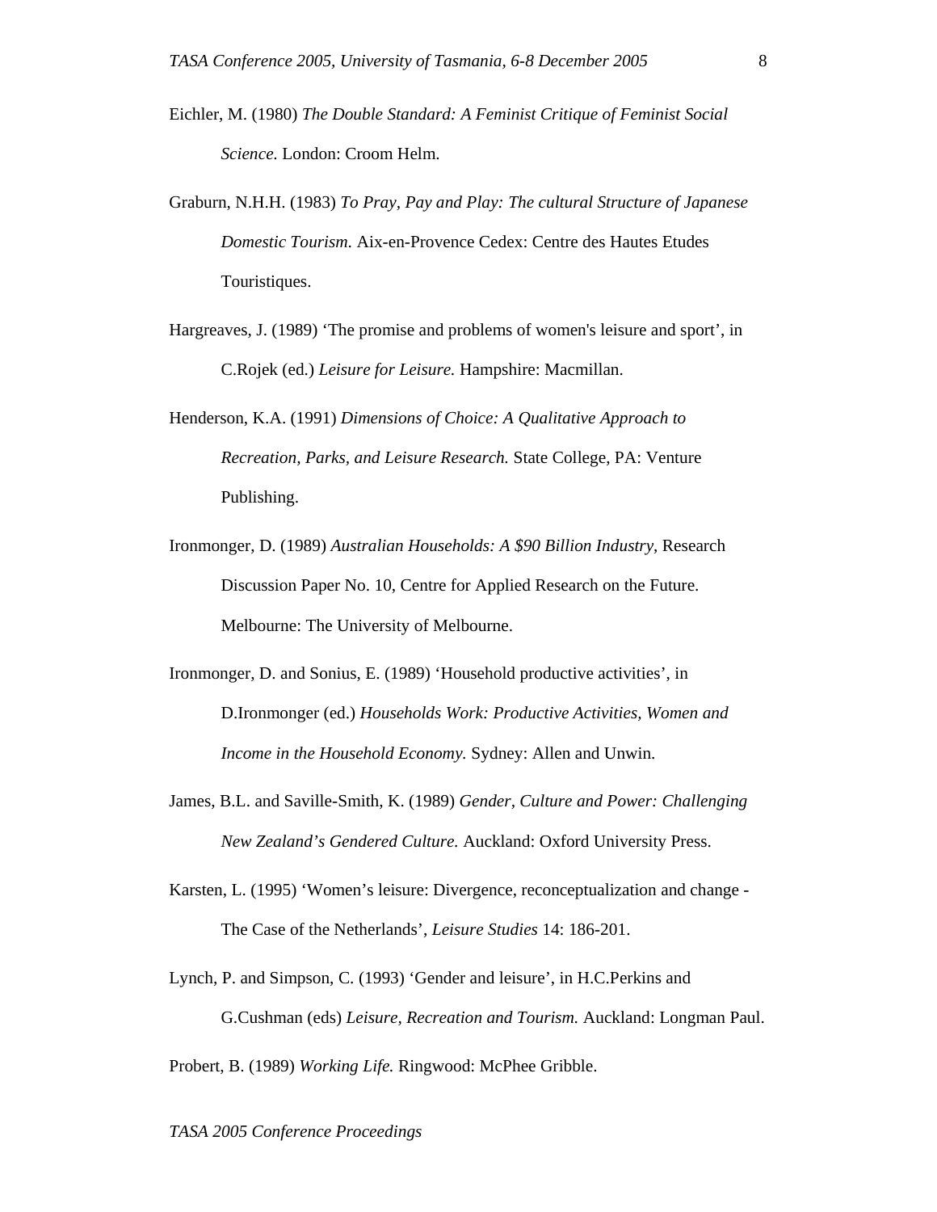Eichler, M. (1980) *The Double Standard: A Feminist Critique of Feminist Social Science.* London: Croom Helm.

Graburn, N.H.H. (1983) *To Pray, Pay and Play: The cultural Structure of Japanese Domestic Tourism.* Aix-en-Provence Cedex: Centre des Hautes Etudes Touristiques.

Hargreaves, J. (1989) 'The promise and problems of women's leisure and sport', in C.Rojek (ed.) *Leisure for Leisure.* Hampshire: Macmillan.

Henderson, K.A. (1991) *Dimensions of Choice: A Qualitative Approach to Recreation, Parks, and Leisure Research.* State College, PA: Venture Publishing.

Ironmonger, D. (1989) *Australian Households: A $90 Billion Industry*, Research Discussion Paper No. 10, Centre for Applied Research on the Future. Melbourne: The University of Melbourne.

Ironmonger, D. and Sonius, E. (1989) 'Household productive activities', in D.Ironmonger (ed.) *Households Work: Productive Activities, Women and Income in the Household Economy.* Sydney: Allen and Unwin.

James, B.L. and Saville-Smith, K. (1989) *Gender, Culture and Power: Challenging New Zealand's Gendered Culture.* Auckland: Oxford University Press.

Karsten, L. (1995) 'Women's leisure: Divergence, reconceptualization and change - The Case of the Netherlands', *Leisure Studies* 14: 186-201.

Lynch, P. and Simpson, C. (1993) 'Gender and leisure', in H.C.Perkins and G.Cushman (eds) *Leisure, Recreation and Tourism.* Auckland: Longman Paul.

Probert, B. (1989) *Working Life.* Ringwood: McPhee Gribble.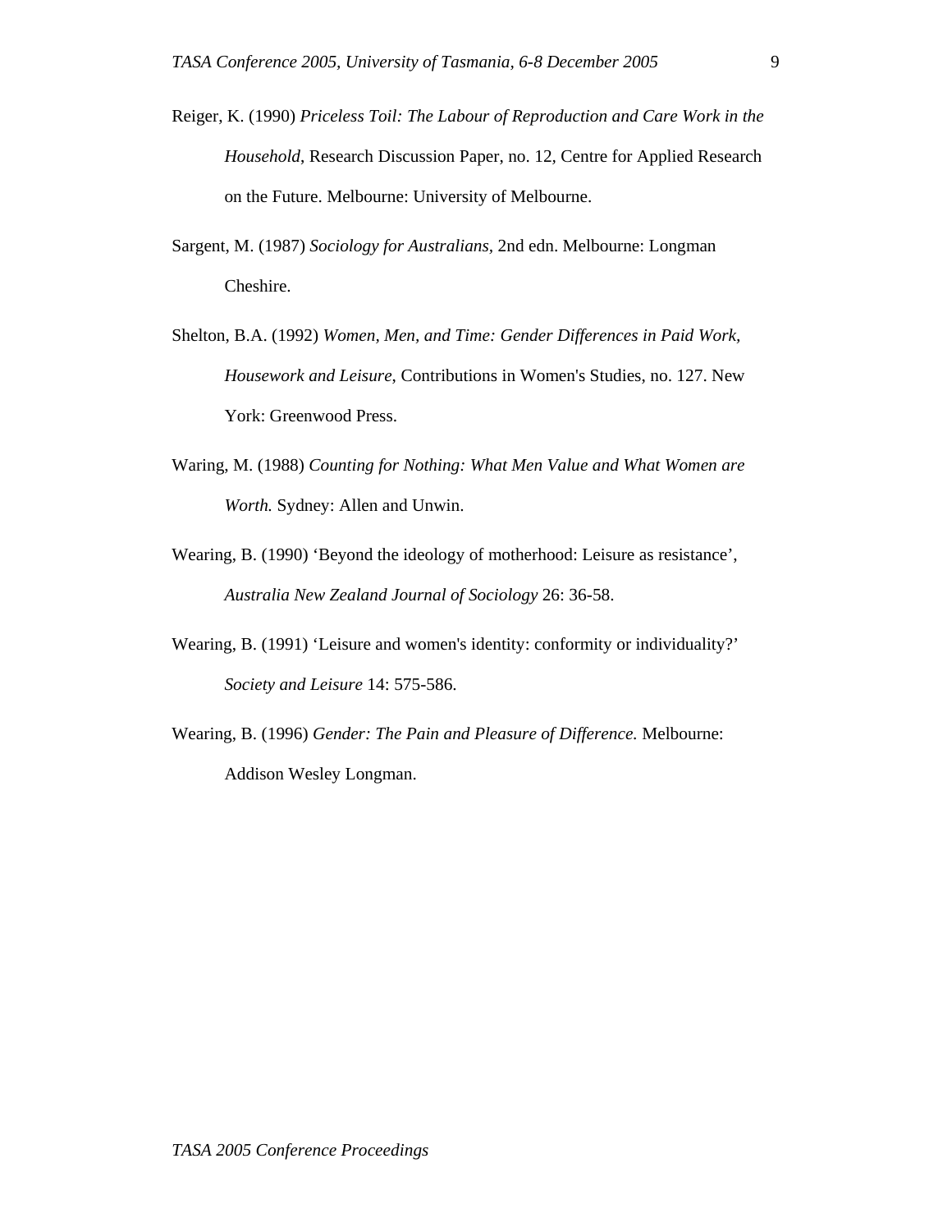Reiger, K. (1990) *Priceless Toil: The Labour of Reproduction and Care Work in the Household*, Research Discussion Paper, no. 12, Centre for Applied Research on the Future. Melbourne: University of Melbourne.

Sargent, M. (1987) *Sociology for Australians*, 2nd edn. Melbourne: Longman Cheshire.

Shelton, B.A. (1992) *Women, Men, and Time: Gender Differences in Paid Work, Housework and Leisure*, Contributions in Women's Studies, no. 127. New York: Greenwood Press.

Waring, M. (1988) *Counting for Nothing: What Men Value and What Women are Worth.* Sydney: Allen and Unwin.

Wearing, B. (1990) 'Beyond the ideology of motherhood: Leisure as resistance', *Australia New Zealand Journal of Sociology* 26: 36-58.

Wearing, B. (1991) 'Leisure and women's identity: conformity or individuality?' *Society and Leisure* 14: 575-586.

Wearing, B. (1996) *Gender: The Pain and Pleasure of Difference.* Melbourne: Addison Wesley Longman.